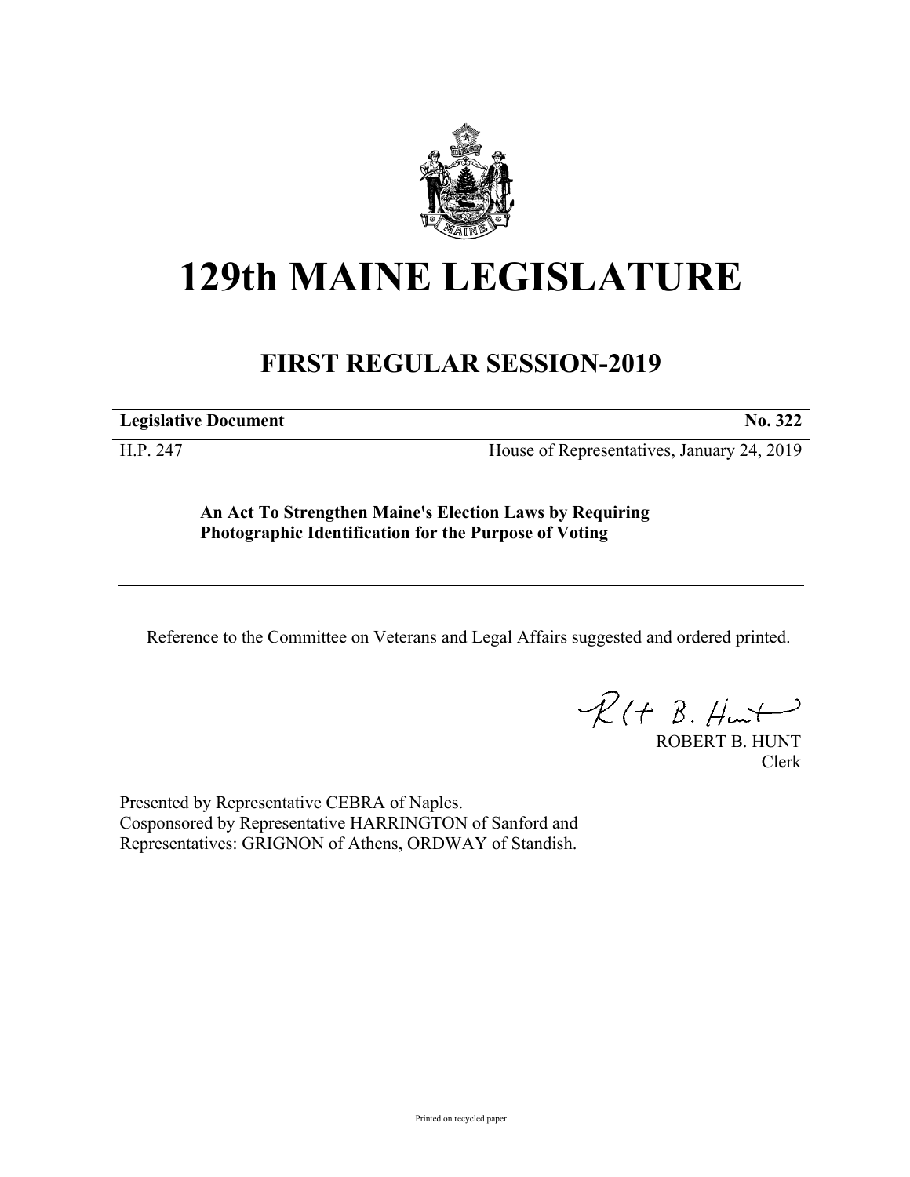# 129th MAINE LEGISLATURE

## FIRST REGULAR SESSION-2019

| **Legislative Document** | **No. 322** |
|---|---|
| H.P. 247 | House of Representatives, January 24, 2019 |

**An Act To Strengthen Maine's Election Laws by Requiring Photographic Identification for the Purpose of Voting**

---

Reference to the Committee on Veterans and Legal Affairs suggested and ordered printed.

ROBERT B. HUNT
Clerk

Presented by Representative CEBRA of Naples.
Cosponsored by Representative HARRINGTON of Sanford and
Representatives: GRIGNON of Athens, ORDWAY of Standish.

Printed on recycled paper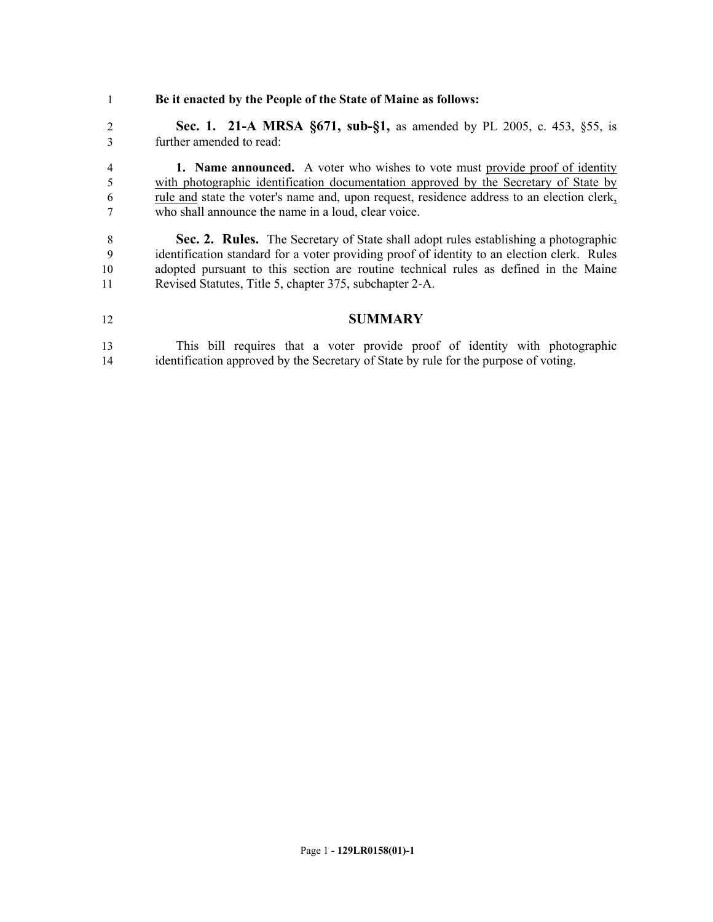**Be it enacted by the People of the State of Maine as follows:**

**Sec. 1. 21-A MRSA §671, sub-§1,** as amended by PL 2005, c. 453, §55, is further amended to read:

**1. Name announced.** A voter who wishes to vote must <u>provide proof of identity with photographic identification documentation approved by the Secretary of State by rule and</u> state the voter's name and, upon request, residence address to an election clerk<u>,</u> who shall announce the name in a loud, clear voice.

**Sec. 2. Rules.** The Secretary of State shall adopt rules establishing a photographic identification standard for a voter providing proof of identity to an election clerk. Rules adopted pursuant to this section are routine technical rules as defined in the Maine Revised Statutes, Title 5, chapter 375, subchapter 2-A.

## SUMMARY

This bill requires that a voter provide proof of identity with photographic identification approved by the Secretary of State by rule for the purpose of voting.